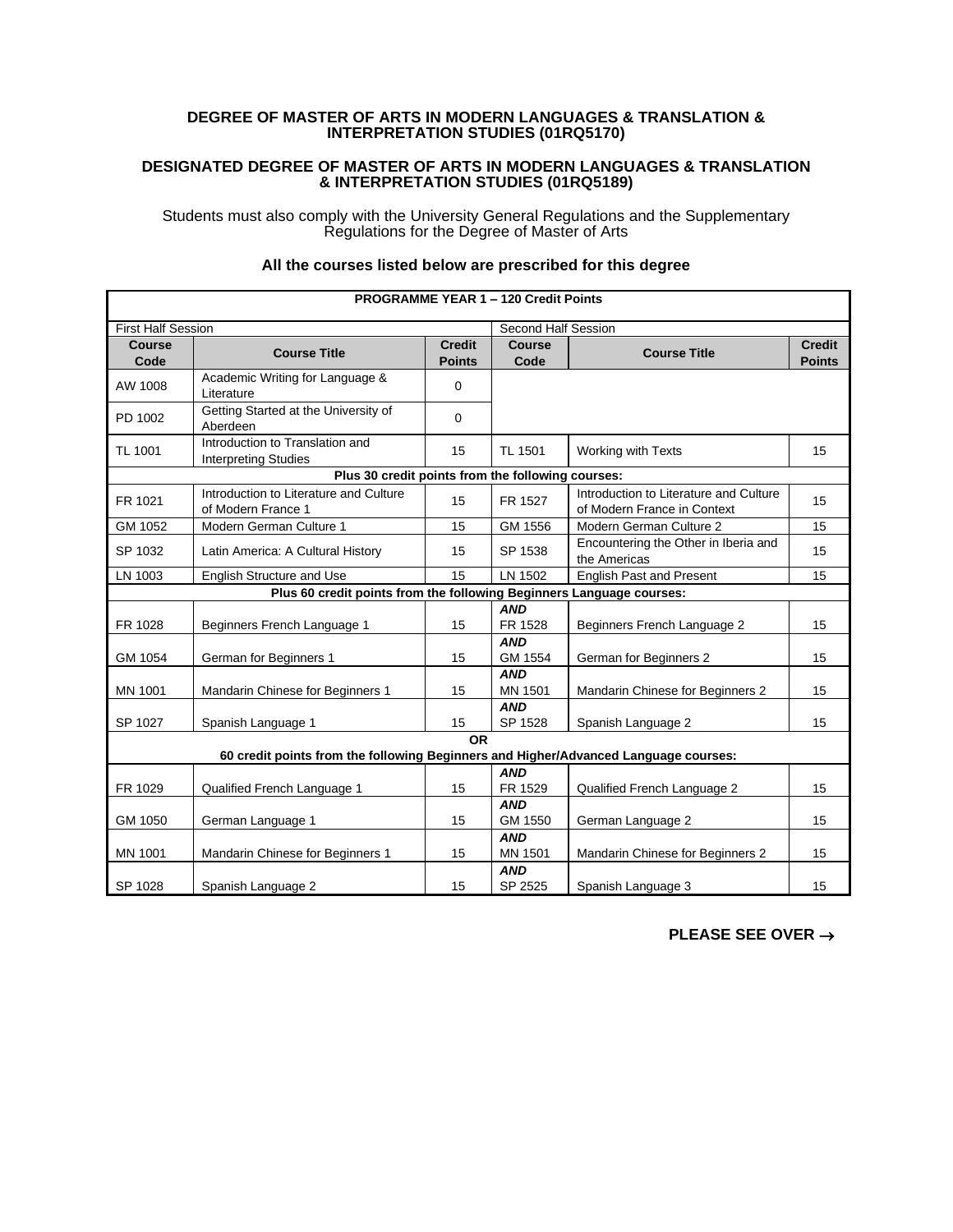**DEGREE OF MASTER OF ARTS IN MODERN LANGUAGES & TRANSLATION & INTERPRETATION STUDIES (01RQ5170)**

**DESIGNATED DEGREE OF MASTER OF ARTS IN MODERN LANGUAGES & TRANSLATION & INTERPRETATION STUDIES (01RQ5189)**

Students must also comply with the University General Regulations and the Supplementary Regulations for the Degree of Master of Arts

**All the courses listed below are prescribed for this degree**

| **PROGRAMME YEAR 1 – 120 Credit Points** | | | | | |
|---|---|---|---|---|---|
| First Half Session | | | Second Half Session | | |
| **Course Code** | **Course Title** | **Credit Points** | **Course Code** | **Course Title** | **Credit Points** |
| AW 1008 | Academic Writing for Language & Literature | 0 | | | |
| PD 1002 | Getting Started at the University of Aberdeen | 0 | | | |
| TL 1001 | Introduction to Translation and Interpreting Studies | 15 | TL 1501 | Working with Texts | 15 |
| **Plus 30 credit points from the following courses:** | | | | | |
| FR 1021 | Introduction to Literature and Culture of Modern France 1 | 15 | FR 1527 | Introduction to Literature and Culture of Modern France in Context | 15 |
| GM 1052 | Modern German Culture 1 | 15 | GM 1556 | Modern German Culture 2 | 15 |
| SP 1032 | Latin America: A Cultural History | 15 | SP 1538 | Encountering the Other in Iberia and the Americas | 15 |
| LN 1003 | English Structure and Use | 15 | LN 1502 | English Past and Present | 15 |
| **Plus 60 credit points from the following Beginners Language courses:** | | | | | |
| FR 1028 | Beginners French Language 1 | 15 | ***AND*** FR 1528 | Beginners French Language 2 | 15 |
| GM 1054 | German for Beginners 1 | 15 | ***AND*** GM 1554 | German for Beginners 2 | 15 |
| MN 1001 | Mandarin Chinese for Beginners 1 | 15 | ***AND*** MN 1501 | Mandarin Chinese for Beginners 2 | 15 |
| SP 1027 | Spanish Language 1 | 15 | ***AND*** SP 1528 | Spanish Language 2 | 15 |
| **OR** **60 credit points from the following Beginners and Higher/Advanced Language courses:** | | | | | |
| FR 1029 | Qualified French Language 1 | 15 | ***AND*** FR 1529 | Qualified French Language 2 | 15 |
| GM 1050 | German Language 1 | 15 | ***AND*** GM 1550 | German Language 2 | 15 |
| MN 1001 | Mandarin Chinese for Beginners 1 | 15 | ***AND*** MN 1501 | Mandarin Chinese for Beginners 2 | 15 |
| SP 1028 | Spanish Language 2 | 15 | ***AND*** SP 2525 | Spanish Language 3 | 15 |

**PLEASE SEE OVER →**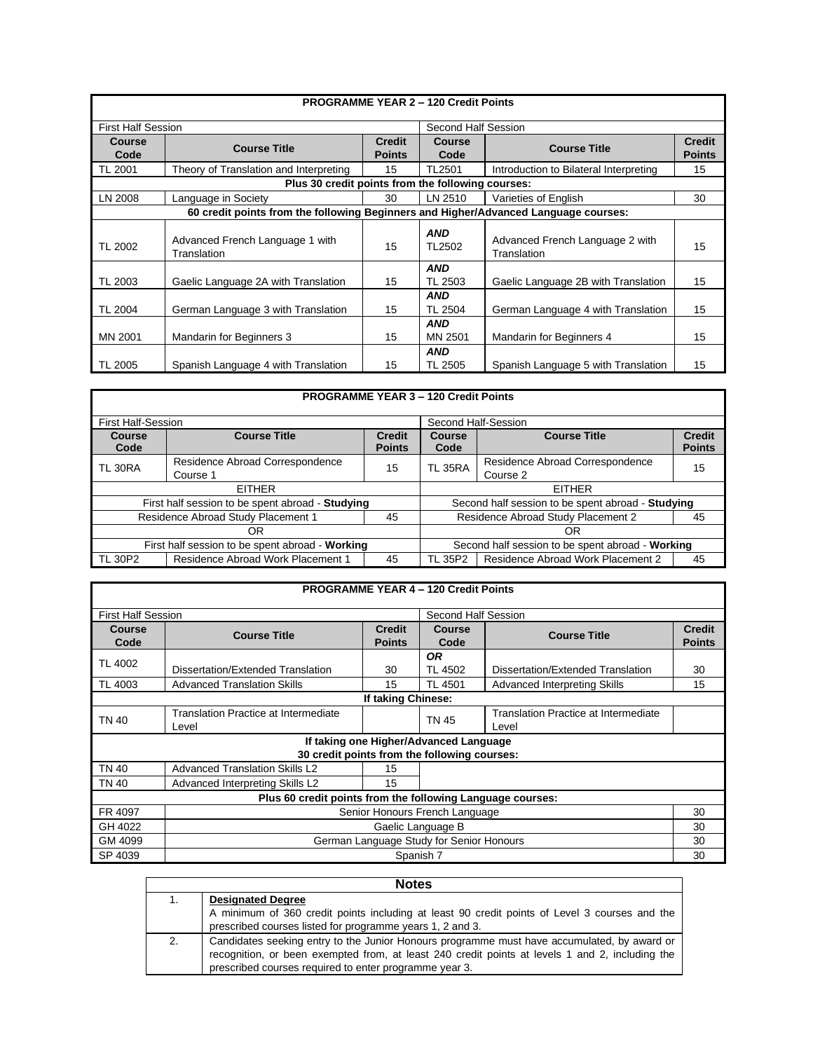| PROGRAMME YEAR 2 – 120 Credit Points | | | | | |
|---|---|---|---|---|---|
| First Half Session | | | Second Half Session | | |
| **Course Code** | **Course Title** | **Credit Points** | **Course Code** | **Course Title** | **Credit Points** |
| TL 2001 | Theory of Translation and Interpreting | 15 | TL2501 | Introduction to Bilateral Interpreting | 15 |
| **Plus 30 credit points from the following courses:** | | | | | |
| LN 2008 | Language in Society | 30 | LN 2510 | Varieties of English | 30 |
| **60 credit points from the following Beginners and Higher/Advanced Language courses:** | | | | | |
| TL 2002 | Advanced French Language 1 with Translation | 15 | ***AND*** TL2502 | Advanced French Language 2 with Translation | 15 |
| TL 2003 | Gaelic Language 2A with Translation | 15 | ***AND*** TL 2503 | Gaelic Language 2B with Translation | 15 |
| TL 2004 | German Language 3 with Translation | 15 | ***AND*** TL 2504 | German Language 4 with Translation | 15 |
| MN 2001 | Mandarin for Beginners 3 | 15 | ***AND*** MN 2501 | Mandarin for Beginners 4 | 15 |
| TL 2005 | Spanish Language 4 with Translation | 15 | ***AND*** TL 2505 | Spanish Language 5 with Translation | 15 |

| PROGRAMME YEAR 3 – 120 Credit Points | | | | | |
|---|---|---|---|---|---|
| First Half-Session | | | Second Half-Session | | |
| **Course Code** | **Course Title** | **Credit Points** | **Course Code** | **Course Title** | **Credit Points** |
| TL 30RA | Residence Abroad Correspondence Course 1 | 15 | TL 35RA | Residence Abroad Correspondence Course 2 | 15 |
| EITHER | | | EITHER | | |
| First half session to be spent abroad - **Studying** | | | Second half session to be spent abroad - **Studying** | | |
| Residence Abroad Study Placement 1 | | 45 | Residence Abroad Study Placement 2 | | 45 |
| OR | | | OR | | |
| First half session to be spent abroad - **Working** | | | Second half session to be spent abroad - **Working** | | |
| TL 30P2 | Residence Abroad Work Placement 1 | 45 | TL 35P2 | Residence Abroad Work Placement 2 | 45 |

| PROGRAMME YEAR 4 – 120 Credit Points | | | | | |
|---|---|---|---|---|---|
| First Half Session | | | Second Half Session | | |
| **Course Code** | **Course Title** | **Credit Points** | **Course Code** | **Course Title** | **Credit Points** |
| TL 4002 | Dissertation/Extended Translation | 30 | ***OR*** TL 4502 | Dissertation/Extended Translation | 30 |
| TL 4003 | Advanced Translation Skills | 15 | TL 4501 | Advanced Interpreting Skills | 15 |
| **If taking Chinese:** | | | | | |
| TN 40 | Translation Practice at Intermediate Level | | TN 45 | Translation Practice at Intermediate Level | |
| **If taking one Higher/Advanced Language 30 credit points from the following courses:** | | | | | |
| TN 40 | Advanced Translation Skills L2 | 15 | | | |
| TN 40 | Advanced Interpreting Skills L2 | 15 | | | |
| **Plus 60 credit points from the following Language courses:** | | | | | |
| FR 4097 | Senior Honours French Language | | | | 30 |
| GH 4022 | Gaelic Language B | | | | 30 |
| GM 4099 | German Language Study for Senior Honours | | | | 30 |
| SP 4039 | Spanish 7 | | | | 30 |

| Notes | |
|---|---|
| 1. | **Designated Degree** A minimum of 360 credit points including at least 90 credit points of Level 3 courses and the prescribed courses listed for programme years 1, 2 and 3. |
| 2. | Candidates seeking entry to the Junior Honours programme must have accumulated, by award or recognition, or been exempted from, at least 240 credit points at levels 1 and 2, including the prescribed courses required to enter programme year 3. |